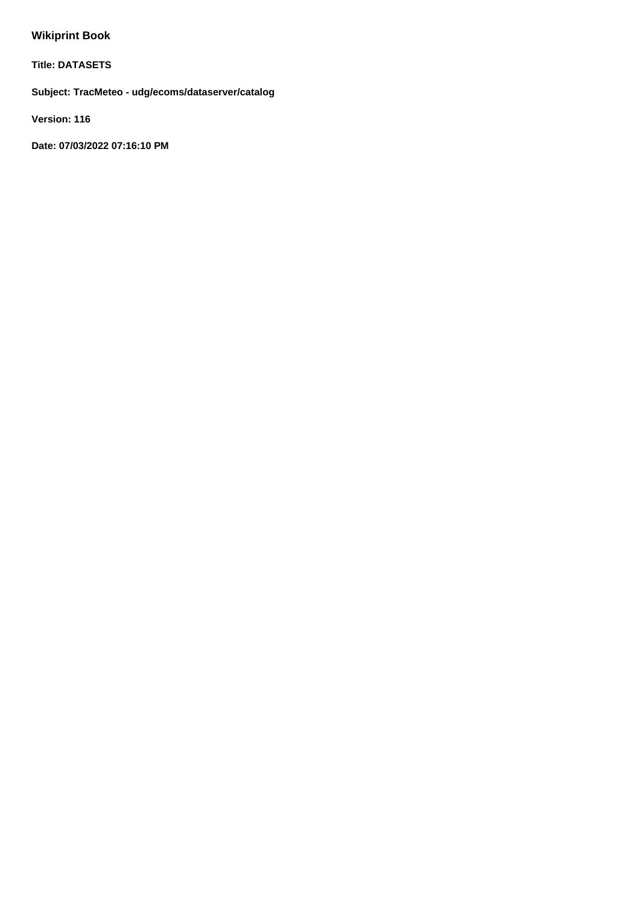**Wikiprint Book**

**Title: DATASETS**

**Subject: TracMeteo - udg/ecoms/dataserver/catalog**

**Version: 116**

**Date: 07/03/2022 07:16:10 PM**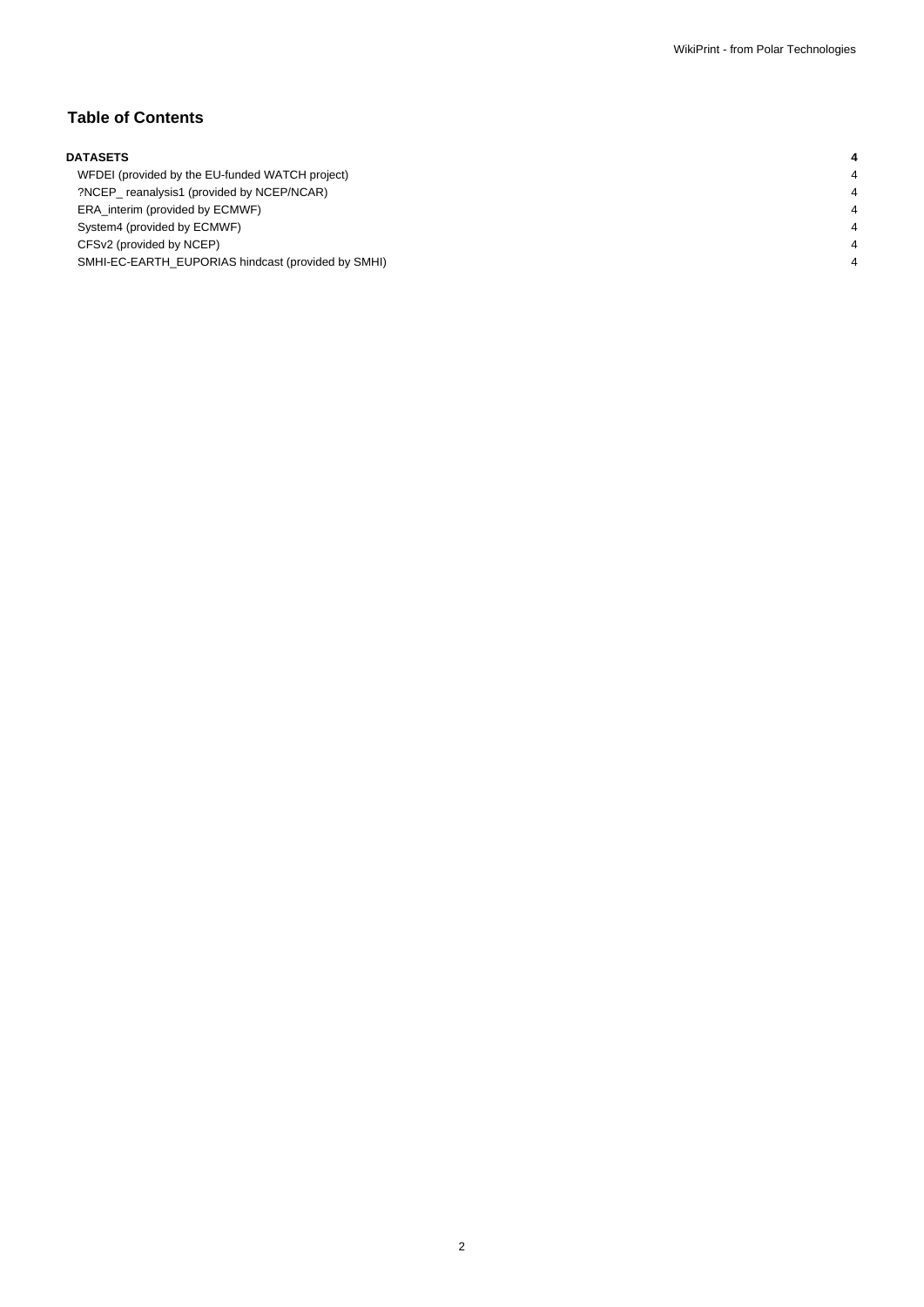## Table of Contents

| | |
|---|---|
| **DATASETS** | **4** |
| WFDEI (provided by the EU-funded WATCH project) | 4 |
| ?NCEP_ reanalysis1 (provided by NCEP/NCAR) | 4 |
| ERA_interim (provided by ECMWF) | 4 |
| System4 (provided by ECMWF) | 4 |
| CFSv2 (provided by NCEP) | 4 |
| SMHI-EC-EARTH_EUPORIAS hindcast (provided by SMHI) | 4 |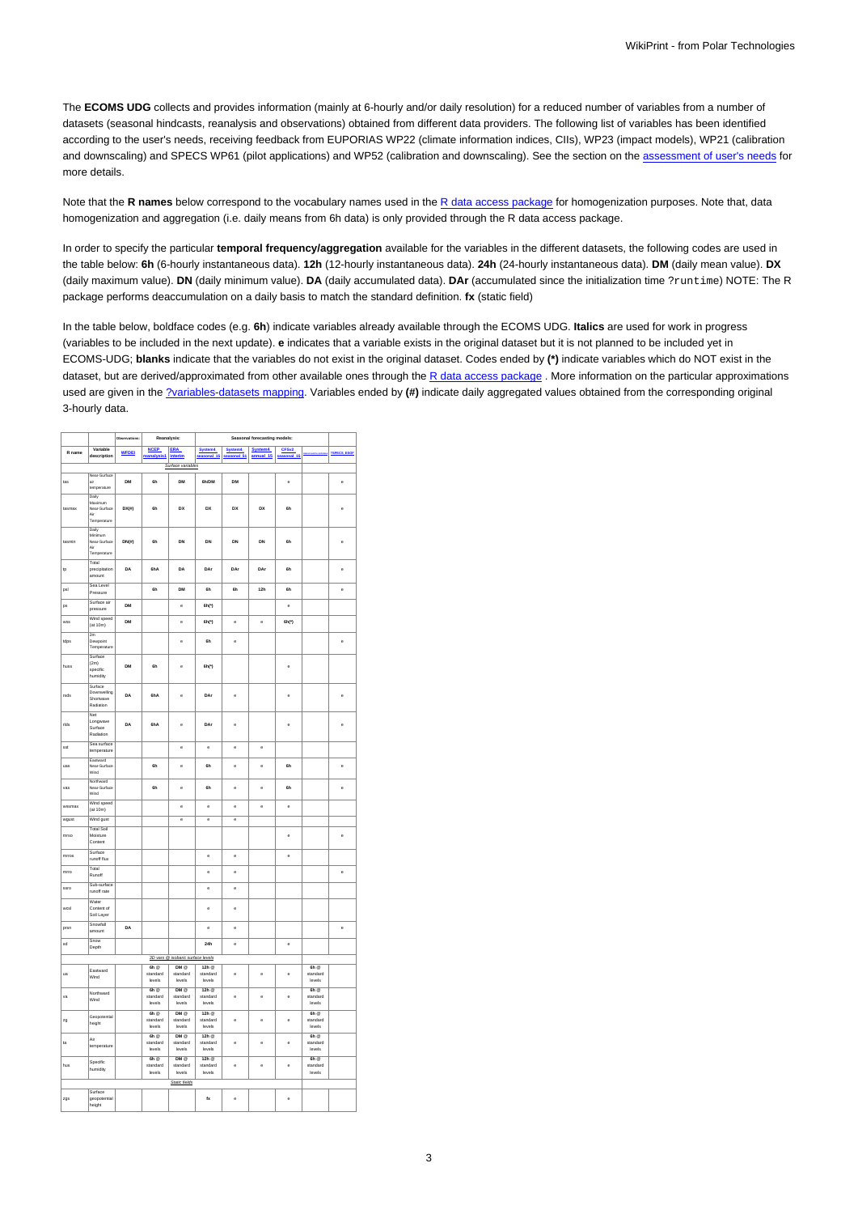The **ECOMS UDG** collects and provides information (mainly at 6-hourly and/or daily resolution) for a reduced number of variables from a number of datasets (seasonal hindcasts, reanalysis and observations) obtained from different data providers. The following list of variables has been identified according to the user's needs, receiving feedback from EUPORIAS WP22 (climate information indices, CIIs), WP23 (impact models), WP21 (calibration and downscaling) and SPECS WP61 (pilot applications) and WP52 (calibration and downscaling). See the section on the assessment of user's needs for more details.

Note that the **R names** below correspond to the vocabulary names used in the R data access package for homogenization purposes. Note that, data homogenization and aggregation (i.e. daily means from 6h data) is only provided through the R data access package.

In order to specify the particular **temporal frequency/aggregation** available for the variables in the different datasets, the following codes are used in the table below: **6h** (6-hourly instantaneous data). **12h** (12-hourly instantaneous data). **24h** (24-hourly instantaneous data). **DM** (daily mean value). **DX** (daily maximum value). **DN** (daily minimum value). **DA** (daily accumulated data). **DAr** (accumulated since the initialization time ?runtime) NOTE: The R package performs deaccumulation on a daily basis to match the standard definition. **fx** (static field)

In the table below, boldface codes (e.g. **6h**) indicate variables already available through the ECOMS UDG. *Italics* are used for work in progress (variables to be included in the next update). **e** indicates that a variable exists in the original dataset but it is not planned to be included yet in ECOMS-UDG; **blanks** indicate that the variables do not exist in the original dataset. Codes ended by **(*)** indicate variables which do NOT exist in the dataset, but are derived/approximated from other available ones through the R data access package . More information on the particular approximations used are given in the ?variables-datasets mapping. Variables ended by **(#)** indicate daily aggregated values obtained from the corresponding original 3-hourly data.

| | | Observations: | Reanalysis: | | Seasonal forecasting models: | | | | | |
|---|---|---|---|---|---|---|---|---|---|---|
| R name | Variable description | WFDEI | NCEP reanalysis1 | ERA Interim | System4 seasonal_15 | System4 seasonal_51 | System4 annual_15 | CFSv2 seasonal_15 | | ?SPECS_EGGR |
| | | | | *Surface variables* | | | | | | |
| tas | Near-Surface air temperature | **DM** | **6h** | **DM** | **6h/DM** | **DM** | | e | | e |
| tasmax | Daily Maximum Near-Surface Air Temperature | **DX(#)** | **6h** | **DX** | **DX** | **DX** | **DX** | **6h** | | e |
| tasmin | Daily Minimum Near-Surface Air Temperature | **DN(#)** | **6h** | **DN** | **DN** | **DN** | **DN** | **6h** | | e |
| tp | Total precipitation amount | **DA** | **6hA** | **DA** | **DAr** | **DAr** | **DAr** | **6h** | | e |
| psl | Sea Level Pressure | | **6h** | **DM** | **6h** | **6h** | **12h** | **6h** | | e |
| ps | Surface air pressure | **DM** | | e | **6h(*)** | | | e | | |
| wss | Wind speed (at 10m) | **DM** | | e | **6h(*)** | e | e | **6h(*)** | | |
| tdps | 2m Dewpoint Temperature | | | e | **6h** | e | | | | e |
| huss | Surface (2m) specific humidity | **DM** | **6h** | e | **6h(*)** | | | e | | |
| rsds | Surface Downwelling Shortwave Radiation | **DA** | **6hA** | e | **DAr** | e | | e | | e |
| rlds | Net Longwave Surface Radiation | **DA** | **6hA** | e | **DAr** | e | | e | | e |
| sst | Sea surface temperature | | | e | e | e | e | | | |
| uas | Eastward Near-Surface Wind | | **6h** | e | **6h** | e | e | **6h** | | e |
| vas | Northward Near-Surface Wind | | **6h** | e | **6h** | e | e | **6h** | | e |
| wssmax | Wind speed (at 10m) | | | e | e | e | e | e | | |
| wsgust | Wind gust | | | e | e | e | | | | |
| mrso | Total Soil Moisture Content | | | | | | | e | | e |
| mrros | Surface runoff flux | | | | e | e | | e | | |
| mrro | Total Runoff | | | | e | e | | | | e |
| ssro | Sub-surface runoff rate | | | | e | e | | | | |
| wcsl | Water Content of Soil Layer | | | | e | e | | | | |
| prsn | Snowfall amount | **DA** | | | e | e | | | | e |
| sd | Snow Depth | | | | **24h** | e | | e | | |
| | | | | *3D vars @ isobaric surface levels* | | | | | | |
| ua | Eastward Wind | | **6h @ standard levels** | **DM @ standard levels** | **12h @ standard levels** | e | e | e | **6h @ standard levels** | |
| va | Northward Wind | | **6h @ standard levels** | **DM @ standard levels** | **12h @ standard levels** | e | e | e | **6h @ standard levels** | |
| zg | Geopotential height | | **6h @ standard levels** | **DM @ standard levels** | **12h @ standard levels** | e | e | e | **6h @ standard levels** | |
| ta | Air temperature | | **6h @ standard levels** | **DM @ standard levels** | **12h @ standard levels** | e | e | e | **6h @ standard levels** | |
| hus | Specific humidity | | **6h @ standard levels** | **DM @ standard levels** | **12h @ standard levels** | e | e | e | **6h @ standard levels** | |
| | | | | *Static fields* | | | | | | |
| zgs | Surface geopotential height | | | | **fx** | e | | e | | |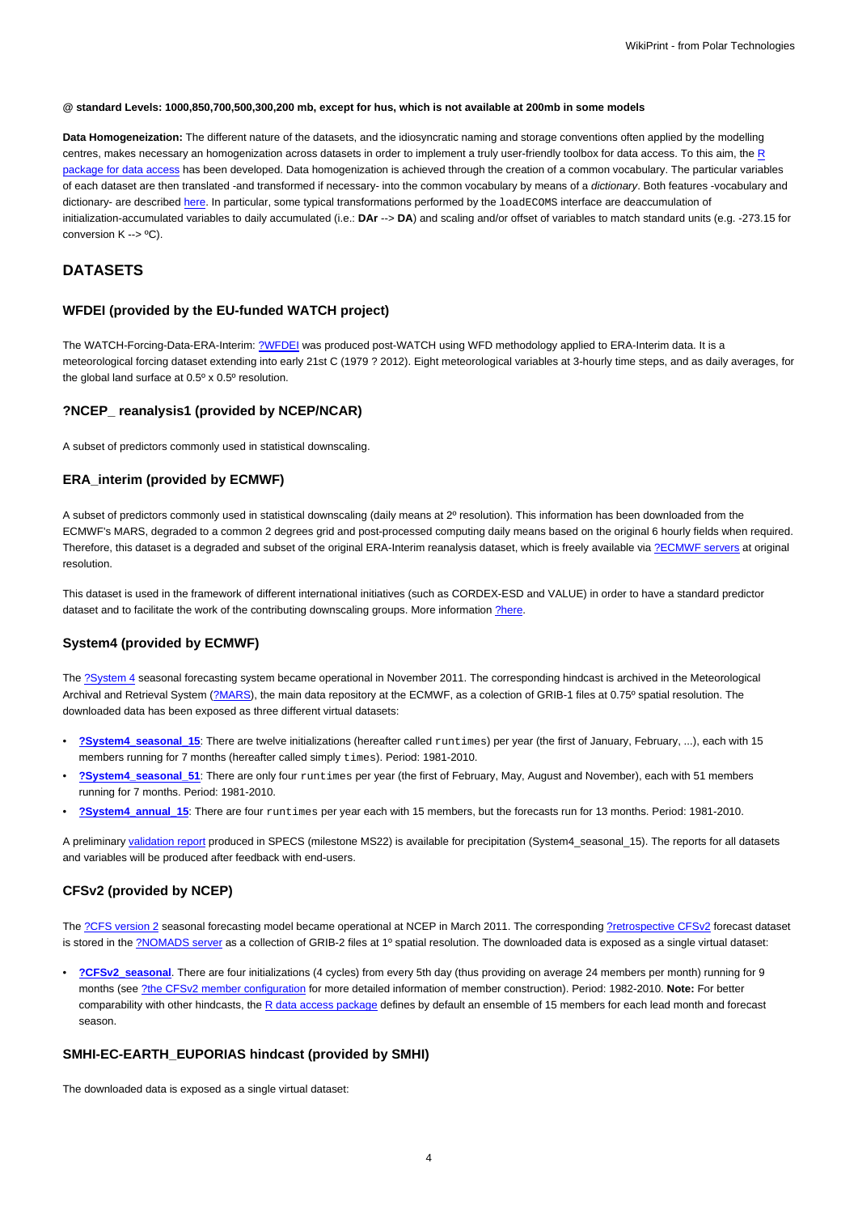**@ standard Levels: 1000,850,700,500,300,200 mb, except for hus, which is not available at 200mb in some models**

**Data Homogeneization:** The different nature of the datasets, and the idiosyncratic naming and storage conventions often applied by the modelling centres, makes necessary an homogenization across datasets in order to implement a truly user-friendly toolbox for data access. To this aim, the R package for data access has been developed. Data homogenization is achieved through the creation of a common vocabulary. The particular variables of each dataset are then translated -and transformed if necessary- into the common vocabulary by means of a *dictionary*. Both features -vocabulary and dictionary- are described here. In particular, some typical transformations performed by the `loadECOMS` interface are deaccumulation of initialization-accumulated variables to daily accumulated (i.e.: **DAr** --> **DA**) and scaling and/or offset of variables to match standard units (e.g. -273.15 for conversion K --> ºC).

## DATASETS

### WFDEI (provided by the EU-funded WATCH project)

The WATCH-Forcing-Data-ERA-Interim: ?WFDEI was produced post-WATCH using WFD methodology applied to ERA-Interim data. It is a meteorological forcing dataset extending into early 21st C (1979 ? 2012). Eight meteorological variables at 3-hourly time steps, and as daily averages, for the global land surface at 0.5º x 0.5º resolution.

### ?NCEP_ reanalysis1 (provided by NCEP/NCAR)

A subset of predictors commonly used in statistical downscaling.

### ERA_interim (provided by ECMWF)

A subset of predictors commonly used in statistical downscaling (daily means at 2º resolution). This information has been downloaded from the ECMWF's MARS, degraded to a common 2 degrees grid and post-processed computing daily means based on the original 6 hourly fields when required. Therefore, this dataset is a degraded and subset of the original ERA-Interim reanalysis dataset, which is freely available via ?ECMWF servers at original resolution.

This dataset is used in the framework of different international initiatives (such as CORDEX-ESD and VALUE) in order to have a standard predictor dataset and to facilitate the work of the contributing downscaling groups. More information ?here.

### System4 (provided by ECMWF)

The ?System 4 seasonal forecasting system became operational in November 2011. The corresponding hindcast is archived in the Meteorological Archival and Retrieval System (?MARS), the main data repository at the ECMWF, as a colection of GRIB-1 files at 0.75º spatial resolution. The downloaded data has been exposed as three different virtual datasets:

- **?System4_seasonal_15**: There are twelve initializations (hereafter called `runtimes`) per year (the first of January, February, ...), each with 15 members running for 7 months (hereafter called simply `times`). Period: 1981-2010.
- **?System4_seasonal_51**: There are only four `runtimes` per year (the first of February, May, August and November), each with 51 members running for 7 months. Period: 1981-2010.
- **?System4_annual_15**: There are four `runtimes` per year each with 15 members, but the forecasts run for 13 months. Period: 1981-2010.

A preliminary validation report produced in SPECS (milestone MS22) is available for precipitation (System4_seasonal_15). The reports for all datasets and variables will be produced after feedback with end-users.

### CFSv2 (provided by NCEP)

The ?CFS version 2 seasonal forecasting model became operational at NCEP in March 2011. The corresponding ?retrospective CFSv2 forecast dataset is stored in the ?NOMADS server as a collection of GRIB-2 files at 1º spatial resolution. The downloaded data is exposed as a single virtual dataset:

- **?CFSv2_seasonal**. There are four initializations (4 cycles) from every 5th day (thus providing on average 24 members per month) running for 9 months (see ?the CFSv2 member configuration for more detailed information of member construction). Period: 1982-2010. **Note:** For better comparability with other hindcasts, the R data access package defines by default an ensemble of 15 members for each lead month and forecast season.

### SMHI-EC-EARTH_EUPORIAS hindcast (provided by SMHI)

The downloaded data is exposed as a single virtual dataset: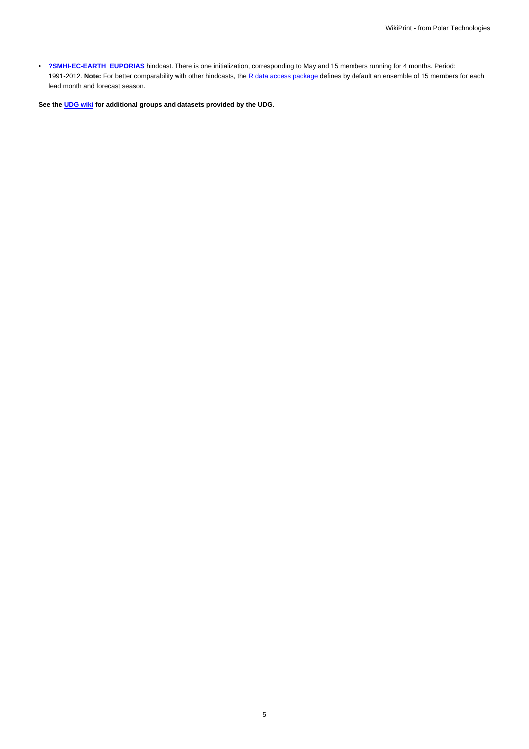- **?SMHI-EC-EARTH_EUPORIAS** hindcast. There is one initialization, corresponding to May and 15 members running for 4 months. Period: 1991-2012. **Note:** For better comparability with other hindcasts, the R data access package defines by default an ensemble of 15 members for each lead month and forecast season.

**See the UDG wiki for additional groups and datasets provided by the UDG.**